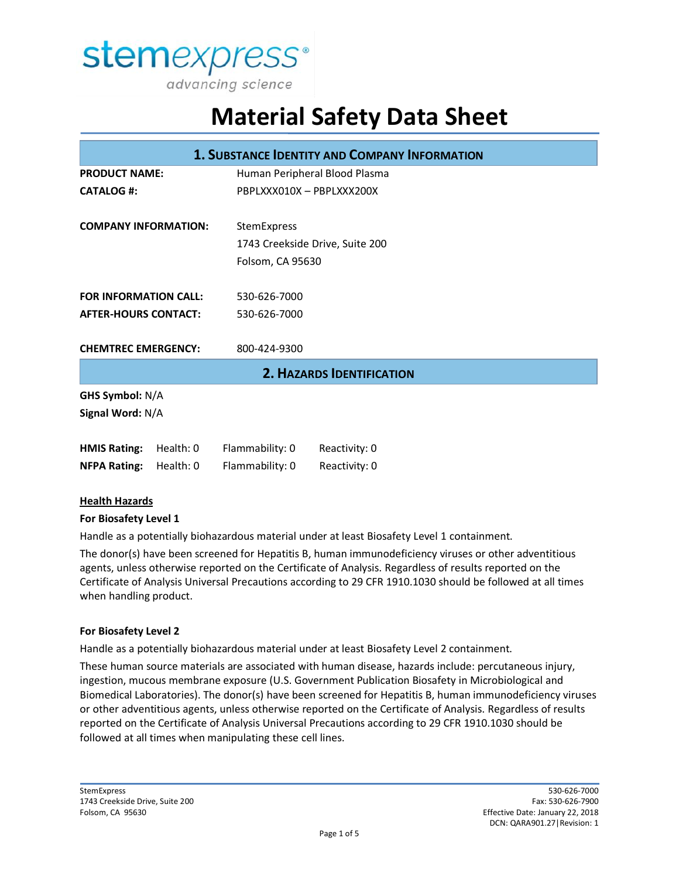stemexpress®
advancing science

# Material Safety Data Sheet

## 1. Substance Identity and Company Information

| | |
|---|---|
| **PRODUCT NAME:** | Human Peripheral Blood Plasma |
| **CATALOG #:** | PBPLXXX010X – PBPLXXX200X |
| **COMPANY INFORMATION:** | StemExpress<br>1743 Creekside Drive, Suite 200<br>Folsom, CA 95630 |
| **FOR INFORMATION CALL:** | 530-626-7000 |
| **AFTER-HOURS CONTACT:** | 530-626-7000 |
| **CHEMTREC EMERGENCY:** | 800-424-9300 |

## 2. Hazards Identification

**GHS Symbol:** N/A

**Signal Word:** N/A

| | | | |
|---|---|---|---|
| **HMIS Rating:** | Health: 0 | Flammability: 0 | Reactivity: 0 |
| **NFPA Rating:** | Health: 0 | Flammability: 0 | Reactivity: 0 |

### Health Hazards

**For Biosafety Level 1**

Handle as a potentially biohazardous material under at least Biosafety Level 1 containment.

The donor(s) have been screened for Hepatitis B, human immunodeficiency viruses or other adventitious agents, unless otherwise reported on the Certificate of Analysis. Regardless of results reported on the Certificate of Analysis Universal Precautions according to 29 CFR 1910.1030 should be followed at all times when handling product.

**For Biosafety Level 2**

Handle as a potentially biohazardous material under at least Biosafety Level 2 containment.

These human source materials are associated with human disease, hazards include: percutaneous injury, ingestion, mucous membrane exposure (U.S. Government Publication Biosafety in Microbiological and Biomedical Laboratories). The donor(s) have been screened for Hepatitis B, human immunodeficiency viruses or other adventitious agents, unless otherwise reported on the Certificate of Analysis. Regardless of results reported on the Certificate of Analysis Universal Precautions according to 29 CFR 1910.1030 should be followed at all times when manipulating these cell lines.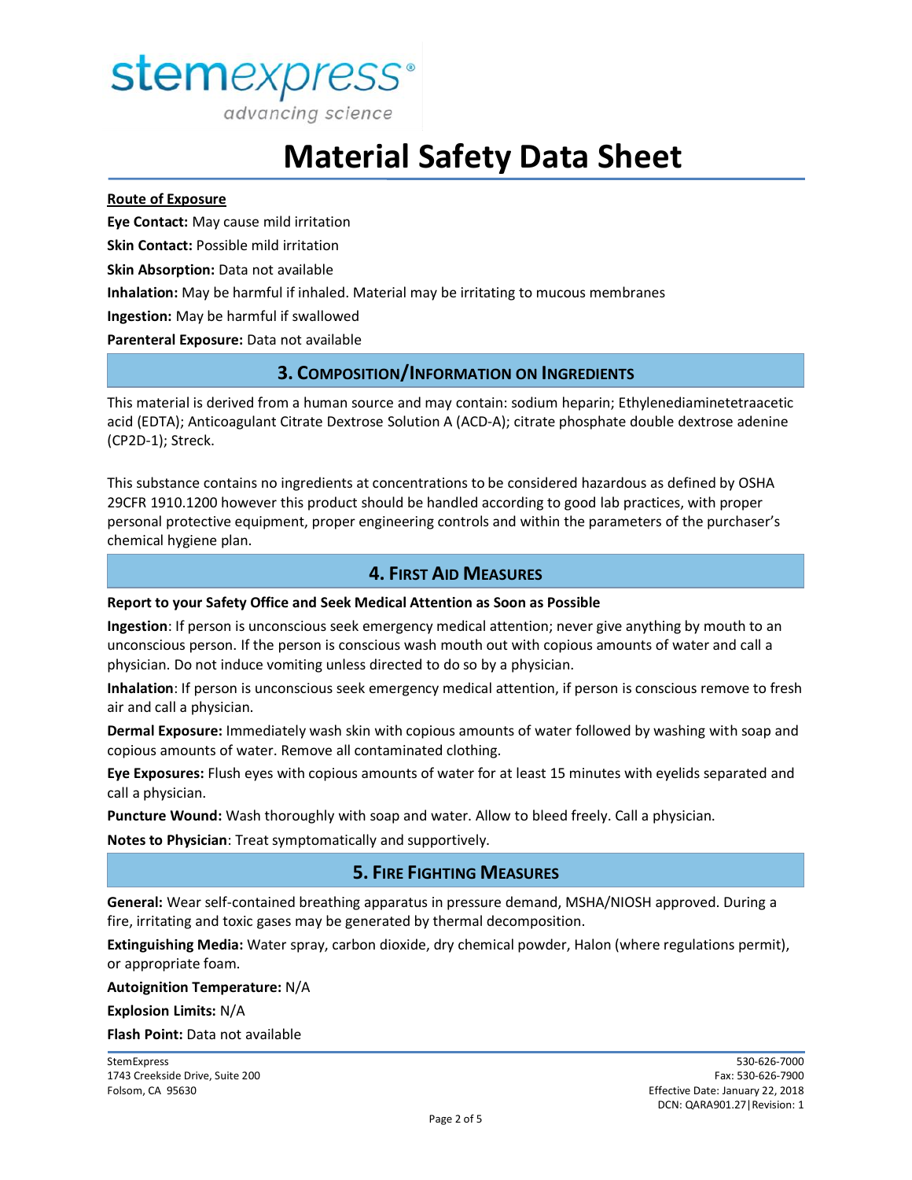**Route of Exposure**

**Eye Contact:** May cause mild irritation

**Skin Contact:** Possible mild irritation

**Skin Absorption:** Data not available

**Inhalation:** May be harmful if inhaled. Material may be irritating to mucous membranes

**Ingestion:** May be harmful if swallowed

**Parenteral Exposure:** Data not available

## 3. Composition/Information on Ingredients

This material is derived from a human source and may contain: sodium heparin; Ethylenediaminetetraacetic acid (EDTA); Anticoagulant Citrate Dextrose Solution A (ACD-A); citrate phosphate double dextrose adenine (CP2D-1); Streck.

This substance contains no ingredients at concentrations to be considered hazardous as defined by OSHA 29CFR 1910.1200 however this product should be handled according to good lab practices, with proper personal protective equipment, proper engineering controls and within the parameters of the purchaser's chemical hygiene plan.

## 4. First Aid Measures

**Report to your Safety Office and Seek Medical Attention as Soon as Possible**

**Ingestion**: If person is unconscious seek emergency medical attention; never give anything by mouth to an unconscious person. If the person is conscious wash mouth out with copious amounts of water and call a physician. Do not induce vomiting unless directed to do so by a physician.

**Inhalation**: If person is unconscious seek emergency medical attention, if person is conscious remove to fresh air and call a physician.

**Dermal Exposure:** Immediately wash skin with copious amounts of water followed by washing with soap and copious amounts of water. Remove all contaminated clothing.

**Eye Exposures:** Flush eyes with copious amounts of water for at least 15 minutes with eyelids separated and call a physician.

**Puncture Wound:** Wash thoroughly with soap and water. Allow to bleed freely. Call a physician.

**Notes to Physician**: Treat symptomatically and supportively.

## 5. Fire Fighting Measures

**General:** Wear self-contained breathing apparatus in pressure demand, MSHA/NIOSH approved. During a fire, irritating and toxic gases may be generated by thermal decomposition.

**Extinguishing Media:** Water spray, carbon dioxide, dry chemical powder, Halon (where regulations permit), or appropriate foam.

**Autoignition Temperature:** N/A

**Explosion Limits:** N/A

**Flash Point:** Data not available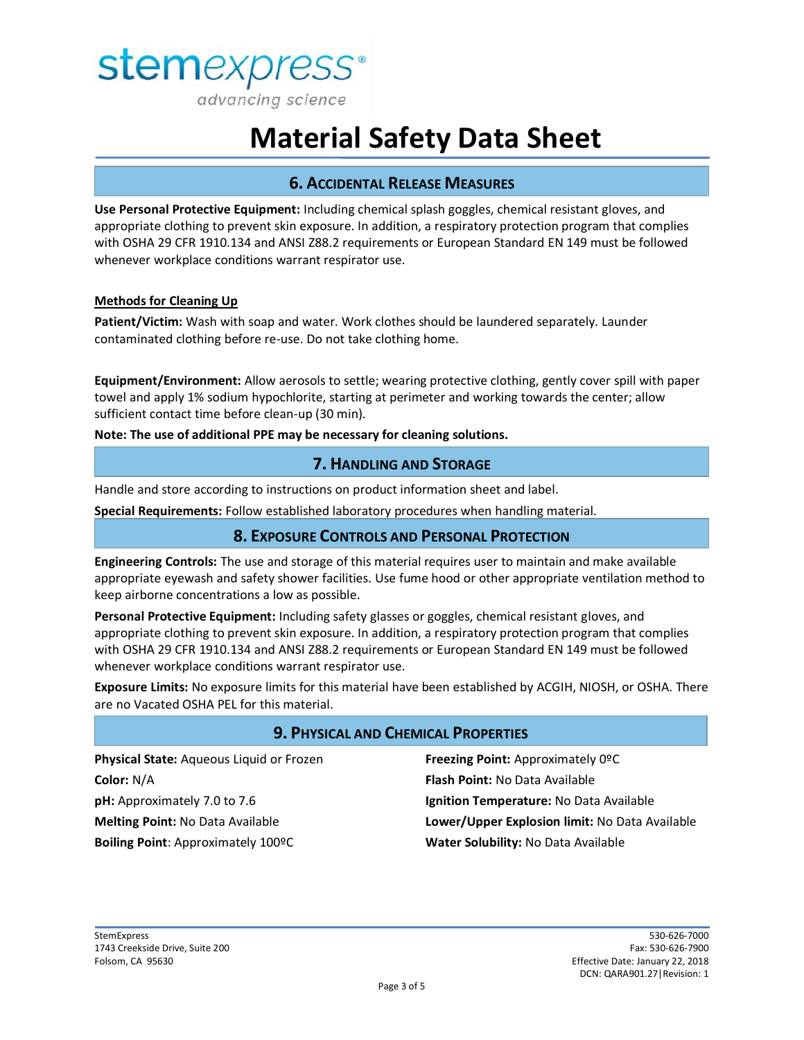# Material Safety Data Sheet

## 6. Accidental Release Measures

**Use Personal Protective Equipment:** Including chemical splash goggles, chemical resistant gloves, and appropriate clothing to prevent skin exposure. In addition, a respiratory protection program that complies with OSHA 29 CFR 1910.134 and ANSI Z88.2 requirements or European Standard EN 149 must be followed whenever workplace conditions warrant respirator use.

**Methods for Cleaning Up**

**Patient/Victim:** Wash with soap and water. Work clothes should be laundered separately. Launder contaminated clothing before re-use. Do not take clothing home.

**Equipment/Environment:** Allow aerosols to settle; wearing protective clothing, gently cover spill with paper towel and apply 1% sodium hypochlorite, starting at perimeter and working towards the center; allow sufficient contact time before clean-up (30 min).

**Note: The use of additional PPE may be necessary for cleaning solutions.**

## 7. Handling and Storage

Handle and store according to instructions on product information sheet and label.

**Special Requirements:** Follow established laboratory procedures when handling material.

## 8. Exposure Controls and Personal Protection

**Engineering Controls:** The use and storage of this material requires user to maintain and make available appropriate eyewash and safety shower facilities. Use fume hood or other appropriate ventilation method to keep airborne concentrations a low as possible.

**Personal Protective Equipment:** Including safety glasses or goggles, chemical resistant gloves, and appropriate clothing to prevent skin exposure. In addition, a respiratory protection program that complies with OSHA 29 CFR 1910.134 and ANSI Z88.2 requirements or European Standard EN 149 must be followed whenever workplace conditions warrant respirator use.

**Exposure Limits:** No exposure limits for this material have been established by ACGIH, NIOSH, or OSHA. There are no Vacated OSHA PEL for this material.

## 9. Physical and Chemical Properties

**Physical State:** Aqueous Liquid or Frozen

**Color:** N/A

**pH:** Approximately 7.0 to 7.6

**Melting Point:** No Data Available

**Boiling Point**: Approximately 100ºC

**Freezing Point:** Approximately 0ºC

**Flash Point:** No Data Available

**Ignition Temperature:** No Data Available

**Lower/Upper Explosion limit:** No Data Available

**Water Solubility:** No Data Available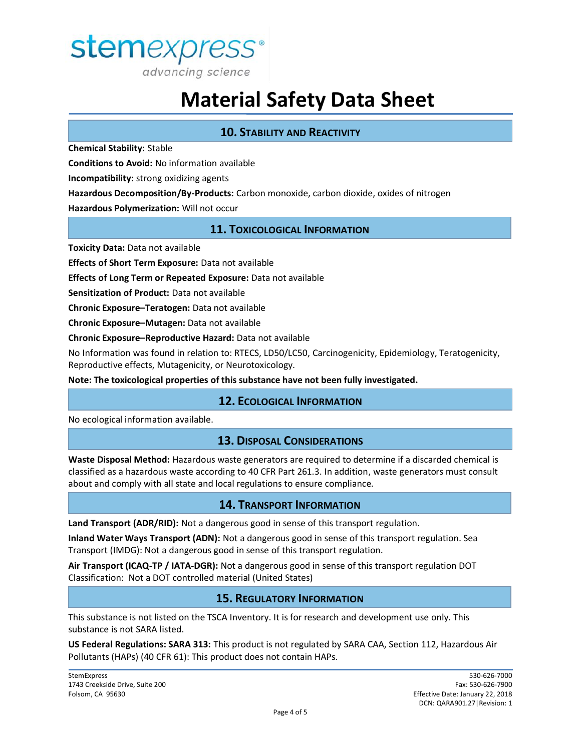## 10. Stability and Reactivity

**Chemical Stability:** Stable

**Conditions to Avoid:** No information available

**Incompatibility:** strong oxidizing agents

**Hazardous Decomposition/By-Products:** Carbon monoxide, carbon dioxide, oxides of nitrogen

**Hazardous Polymerization:** Will not occur

## 11. Toxicological Information

**Toxicity Data:** Data not available

**Effects of Short Term Exposure:** Data not available

**Effects of Long Term or Repeated Exposure:** Data not available

**Sensitization of Product:** Data not available

**Chronic Exposure–Teratogen:** Data not available

**Chronic Exposure–Mutagen:** Data not available

**Chronic Exposure–Reproductive Hazard:** Data not available

No Information was found in relation to: RTECS, LD50/LC50, Carcinogenicity, Epidemiology, Teratogenicity, Reproductive effects, Mutagenicity, or Neurotoxicology.

**Note: The toxicological properties of this substance have not been fully investigated.**

## 12. Ecological Information

No ecological information available.

## 13. Disposal Considerations

**Waste Disposal Method:** Hazardous waste generators are required to determine if a discarded chemical is classified as a hazardous waste according to 40 CFR Part 261.3. In addition, waste generators must consult about and comply with all state and local regulations to ensure compliance.

## 14. Transport Information

**Land Transport (ADR/RID):** Not a dangerous good in sense of this transport regulation.

**Inland Water Ways Transport (ADN):** Not a dangerous good in sense of this transport regulation. Sea Transport (IMDG): Not a dangerous good in sense of this transport regulation.

**Air Transport (ICAQ-TP / IATA-DGR):** Not a dangerous good in sense of this transport regulation DOT Classification: Not a DOT controlled material (United States)

## 15. Regulatory Information

This substance is not listed on the TSCA Inventory. It is for research and development use only. This substance is not SARA listed.

**US Federal Regulations: SARA 313:** This product is not regulated by SARA CAA, Section 112, Hazardous Air Pollutants (HAPs) (40 CFR 61): This product does not contain HAPs.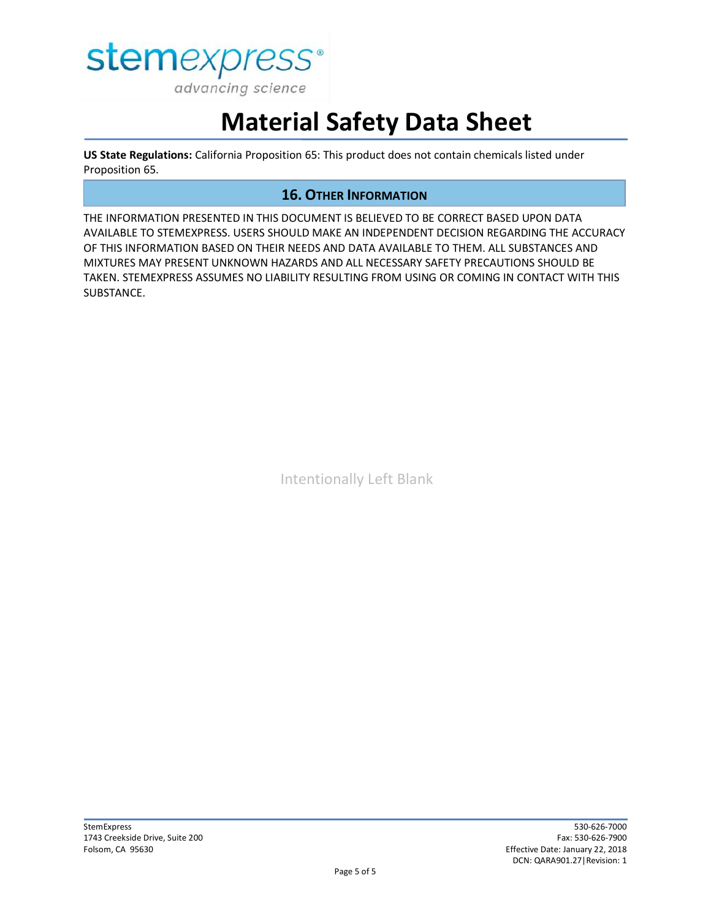**US State Regulations:** California Proposition 65: This product does not contain chemicals listed under Proposition 65.

## 16. Other Information

THE INFORMATION PRESENTED IN THIS DOCUMENT IS BELIEVED TO BE CORRECT BASED UPON DATA AVAILABLE TO STEMEXPRESS. USERS SHOULD MAKE AN INDEPENDENT DECISION REGARDING THE ACCURACY OF THIS INFORMATION BASED ON THEIR NEEDS AND DATA AVAILABLE TO THEM. ALL SUBSTANCES AND MIXTURES MAY PRESENT UNKNOWN HAZARDS AND ALL NECESSARY SAFETY PRECAUTIONS SHOULD BE TAKEN. STEMEXPRESS ASSUMES NO LIABILITY RESULTING FROM USING OR COMING IN CONTACT WITH THIS SUBSTANCE.

Intentionally Left Blank